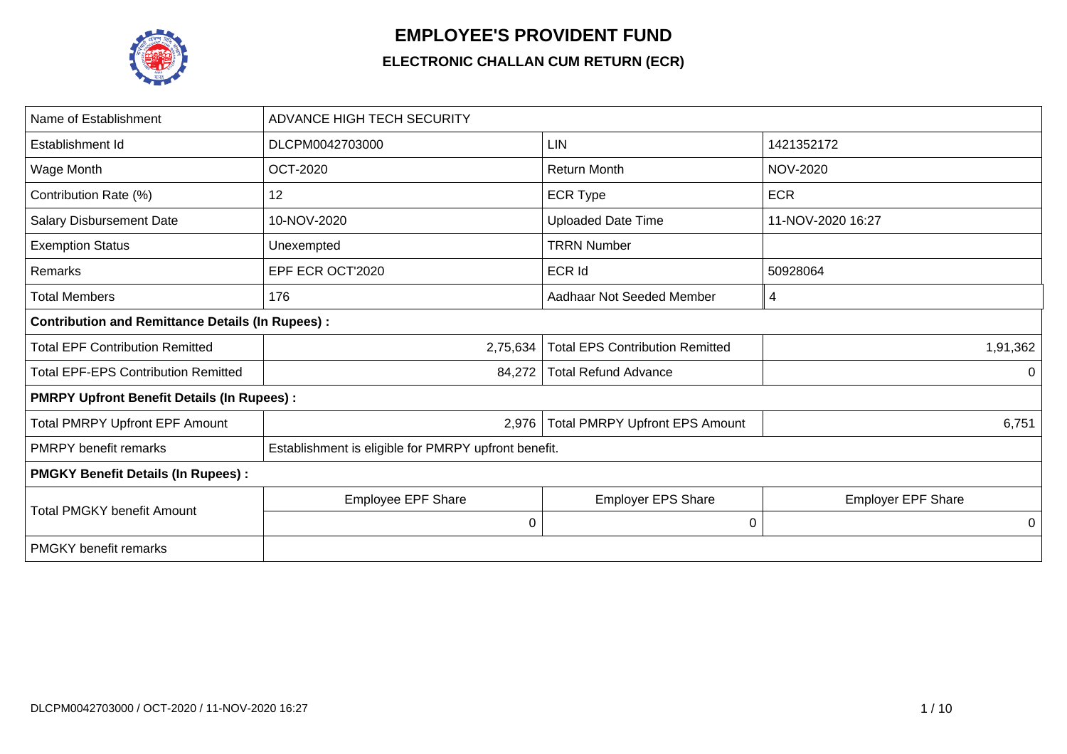# EMPLOYEE'S PROVIDENT FUND

## ELECTRONIC CHALLAN CUM RETURN (ECR)

| Name of Establishment | ADVANCE HIGH TECH SECURITY | | |
|---|---|---|---|
| Establishment Id | DLCPM0042703000 | LIN | 1421352172 |
| Wage Month | OCT-2020 | Return Month | NOV-2020 |
| Contribution Rate (%) | 12 | ECR Type | ECR |
| Salary Disbursement Date | 10-NOV-2020 | Uploaded Date Time | 11-NOV-2020 16:27 |
| Exemption Status | Unexempted | TRRN Number | |
| Remarks | EPF ECR OCT'2020 | ECR Id | 50928064 |
| Total Members | 176 | Aadhaar Not Seeded Member | 4 |
| **Contribution and Remittance Details (In Rupees) :** | | | |
| Total EPF Contribution Remitted | 2,75,634 | Total EPS Contribution Remitted | 1,91,362 |
| Total EPF-EPS Contribution Remitted | 84,272 | Total Refund Advance | 0 |
| **PMRPY Upfront Benefit Details (In Rupees) :** | | | |
| Total PMRPY Upfront EPF Amount | 2,976 | Total PMRPY Upfront EPS Amount | 6,751 |
| PMRPY benefit remarks | Establishment is eligible for PMRPY upfront benefit. | | |
| **PMGKY Benefit Details (In Rupees) :** | | | |
| Total PMGKY benefit Amount | Employee EPF Share | Employer EPS Share | Employer EPF Share |
| | 0 | 0 | 0 |
| PMGKY benefit remarks | | | |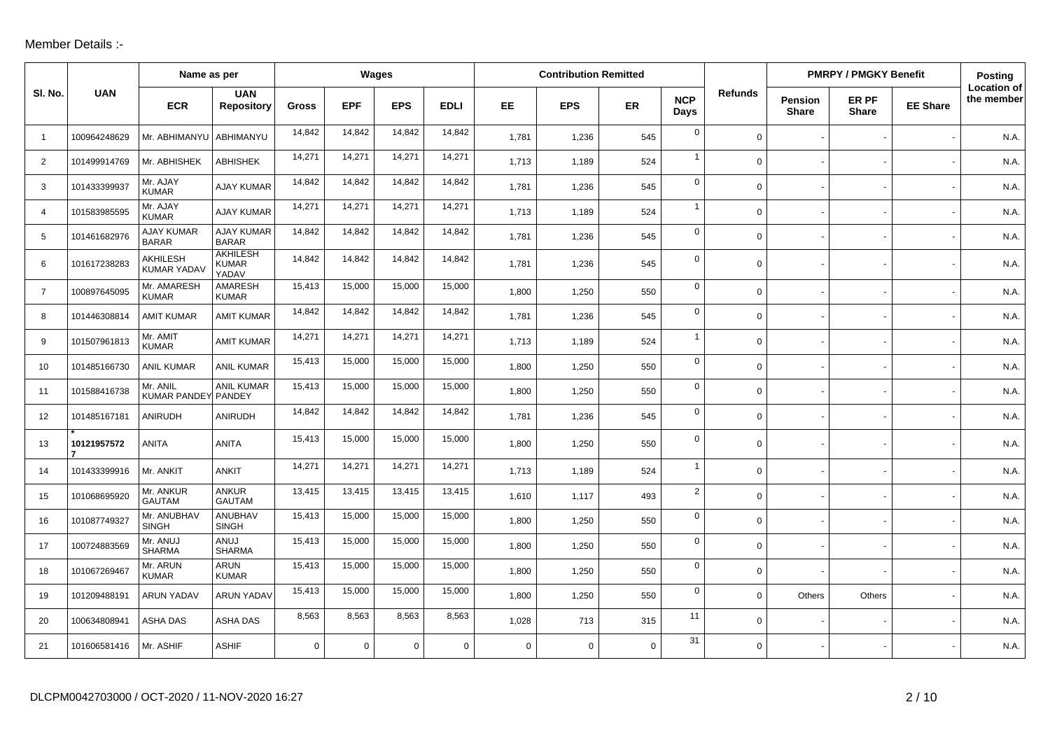Member Details :-

| Sl. No. | UAN | Name as per | | Wages | | | | Contribution Remitted | | | | Refunds | PMRPY / PMGKY Benefit | | | Posting Location of the member |
|---|---|---|---|---|---|---|---|---|---|---|---|---|---|---|---|---|
| | | ECR | UAN Repository | Gross | EPF | EPS | EDLI | EE | EPS | ER | NCP Days | | Pension Share | ER PF Share | EE Share | |
| 1 | 100964248629 | Mr. ABHIMANYU | ABHIMANYU | 14,842 | 14,842 | 14,842 | 14,842 | 1,781 | 1,236 | 545 | 0 | 0 | - | - | - | N.A. |
| 2 | 101499914769 | Mr. ABHISHEK | ABHISHEK | 14,271 | 14,271 | 14,271 | 14,271 | 1,713 | 1,189 | 524 | 1 | 0 | - | - | - | N.A. |
| 3 | 101433399937 | Mr. AJAY KUMAR | AJAY KUMAR | 14,842 | 14,842 | 14,842 | 14,842 | 1,781 | 1,236 | 545 | 0 | 0 | - | - | - | N.A. |
| 4 | 101583985595 | Mr. AJAY KUMAR | AJAY KUMAR | 14,271 | 14,271 | 14,271 | 14,271 | 1,713 | 1,189 | 524 | 1 | 0 | - | - | - | N.A. |
| 5 | 101461682976 | AJAY KUMAR BARAR | AJAY KUMAR BARAR | 14,842 | 14,842 | 14,842 | 14,842 | 1,781 | 1,236 | 545 | 0 | 0 | - | - | - | N.A. |
| 6 | 101617238283 | AKHILESH KUMAR YADAV | AKHILESH KUMAR YADAV | 14,842 | 14,842 | 14,842 | 14,842 | 1,781 | 1,236 | 545 | 0 | 0 | - | - | - | N.A. |
| 7 | 100897645095 | Mr. AMARESH KUMAR | AMARESH KUMAR | 15,413 | 15,000 | 15,000 | 15,000 | 1,800 | 1,250 | 550 | 0 | 0 | - | - | - | N.A. |
| 8 | 101446308814 | AMIT KUMAR | AMIT KUMAR | 14,842 | 14,842 | 14,842 | 14,842 | 1,781 | 1,236 | 545 | 0 | 0 | - | - | - | N.A. |
| 9 | 101507961813 | Mr. AMIT KUMAR | AMIT KUMAR | 14,271 | 14,271 | 14,271 | 14,271 | 1,713 | 1,189 | 524 | 1 | 0 | - | - | - | N.A. |
| 10 | 101485166730 | ANIL KUMAR | ANIL KUMAR | 15,413 | 15,000 | 15,000 | 15,000 | 1,800 | 1,250 | 550 | 0 | 0 | - | - | - | N.A. |
| 11 | 101588416738 | Mr. ANIL KUMAR PANDEY | ANIL KUMAR PANDEY | 15,413 | 15,000 | 15,000 | 15,000 | 1,800 | 1,250 | 550 | 0 | 0 | - | - | - | N.A. |
| 12 | 101485167181 | ANIRUDH | ANIRUDH | 14,842 | 14,842 | 14,842 | 14,842 | 1,781 | 1,236 | 545 | 0 | 0 | - | - | - | N.A. |
| 13 | * 101219575727 | ANITA | ANITA | 15,413 | 15,000 | 15,000 | 15,000 | 1,800 | 1,250 | 550 | 0 | 0 | - | - | - | N.A. |
| 14 | 101433399916 | Mr. ANKIT | ANKIT | 14,271 | 14,271 | 14,271 | 14,271 | 1,713 | 1,189 | 524 | 1 | 0 | - | - | - | N.A. |
| 15 | 101068695920 | Mr. ANKUR GAUTAM | ANKUR GAUTAM | 13,415 | 13,415 | 13,415 | 13,415 | 1,610 | 1,117 | 493 | 2 | 0 | - | - | - | N.A. |
| 16 | 101087749327 | Mr. ANUBHAV SINGH | ANUBHAV SINGH | 15,413 | 15,000 | 15,000 | 15,000 | 1,800 | 1,250 | 550 | 0 | 0 | - | - | - | N.A. |
| 17 | 100724883569 | Mr. ANUJ SHARMA | ANUJ SHARMA | 15,413 | 15,000 | 15,000 | 15,000 | 1,800 | 1,250 | 550 | 0 | 0 | - | - | - | N.A. |
| 18 | 101067269467 | Mr. ARUN KUMAR | ARUN KUMAR | 15,413 | 15,000 | 15,000 | 15,000 | 1,800 | 1,250 | 550 | 0 | 0 | - | - | - | N.A. |
| 19 | 101209488191 | ARUN YADAV | ARUN YADAV | 15,413 | 15,000 | 15,000 | 15,000 | 1,800 | 1,250 | 550 | 0 | 0 | Others | Others | - | N.A. |
| 20 | 100634808941 | ASHA DAS | ASHA DAS | 8,563 | 8,563 | 8,563 | 8,563 | 1,028 | 713 | 315 | 11 | 0 | - | - | - | N.A. |
| 21 | 101606581416 | Mr. ASHIF | ASHIF | 0 | 0 | 0 | 0 | 0 | 0 | 0 | 31 | 0 | - | - | - | N.A. |

DLCPM0042703000 / OCT-2020 / 11-NOV-2020 16:27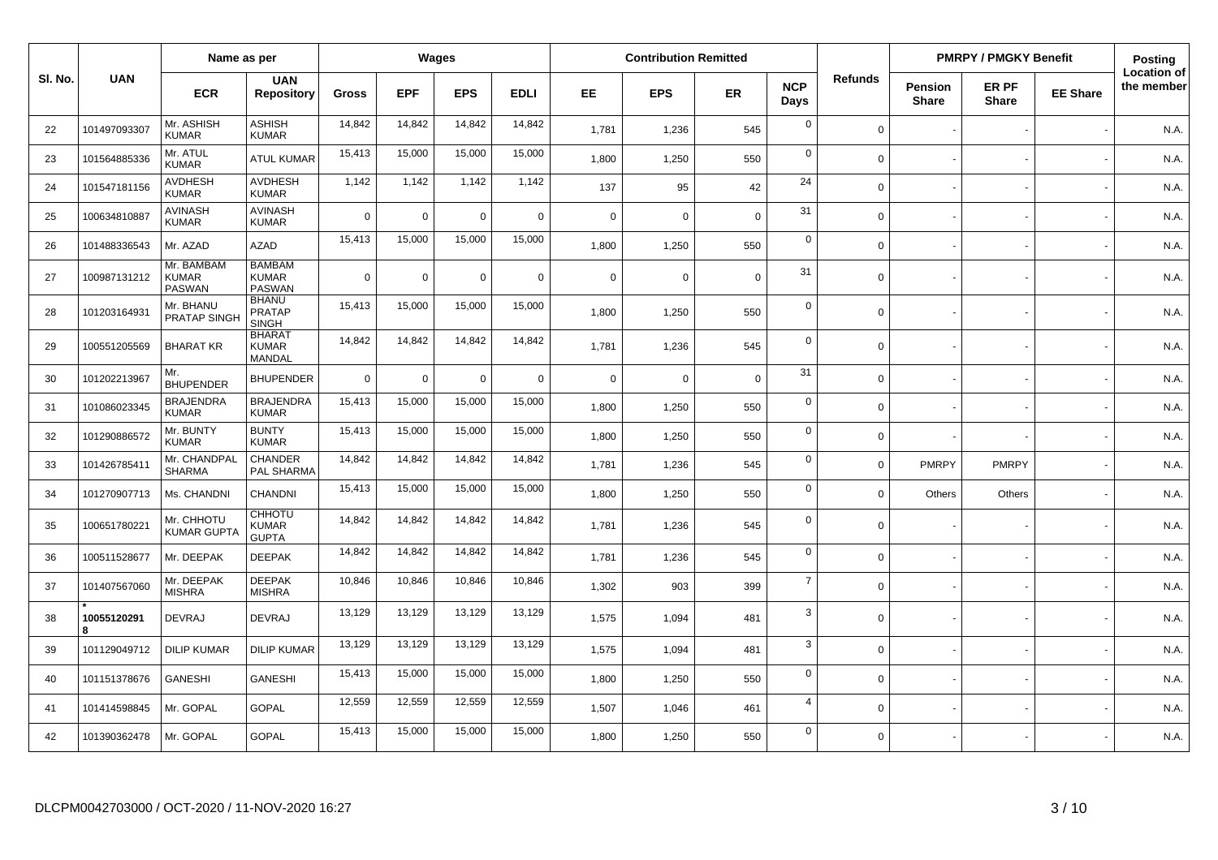| Sl. No. | UAN | Name as per | | Wages | | | | Contribution Remitted | | | | Refunds | PMRPY / PMGKY Benefit | | | Posting Location of the member |
|---|---|---|---|---|---|---|---|---|---|---|---|---|---|---|---|---|
| | | ECR | UAN Repository | Gross | EPF | EPS | EDLI | EE | EPS | ER | NCP Days | | Pension Share | ER PF Share | EE Share | |
| 22 | 101497093307 | Mr. ASHISH KUMAR | ASHISH KUMAR | 14,842 | 14,842 | 14,842 | 14,842 | 1,781 | 1,236 | 545 | 0 | 0 | - | - | - | N.A. |
| 23 | 101564885336 | Mr. ATUL KUMAR | ATUL KUMAR | 15,413 | 15,000 | 15,000 | 15,000 | 1,800 | 1,250 | 550 | 0 | 0 | - | - | - | N.A. |
| 24 | 101547181156 | AVDHESH KUMAR | AVDHESH KUMAR | 1,142 | 1,142 | 1,142 | 1,142 | 137 | 95 | 42 | 24 | 0 | - | - | - | N.A. |
| 25 | 100634810887 | AVINASH KUMAR | AVINASH KUMAR | 0 | 0 | 0 | 0 | 0 | 0 | 0 | 31 | 0 | - | - | - | N.A. |
| 26 | 101488336543 | Mr. AZAD | AZAD | 15,413 | 15,000 | 15,000 | 15,000 | 1,800 | 1,250 | 550 | 0 | 0 | - | - | - | N.A. |
| 27 | 100987131212 | Mr. BAMBAM KUMAR PASWAN | BAMBAM KUMAR PASWAN | 0 | 0 | 0 | 0 | 0 | 0 | 0 | 31 | 0 | - | - | - | N.A. |
| 28 | 101203164931 | Mr. BHANU PRATAP SINGH | BHANU PRATAP SINGH | 15,413 | 15,000 | 15,000 | 15,000 | 1,800 | 1,250 | 550 | 0 | 0 | - | - | - | N.A. |
| 29 | 100551205569 | BHARAT KR | BHARAT KUMAR MANDAL | 14,842 | 14,842 | 14,842 | 14,842 | 1,781 | 1,236 | 545 | 0 | 0 | - | - | - | N.A. |
| 30 | 101202213967 | Mr. BHUPENDER | BHUPENDER | 0 | 0 | 0 | 0 | 0 | 0 | 0 | 31 | 0 | - | - | - | N.A. |
| 31 | 101086023345 | BRAJENDRA KUMAR | BRAJENDRA KUMAR | 15,413 | 15,000 | 15,000 | 15,000 | 1,800 | 1,250 | 550 | 0 | 0 | - | - | - | N.A. |
| 32 | 101290886572 | Mr. BUNTY KUMAR | BUNTY KUMAR | 15,413 | 15,000 | 15,000 | 15,000 | 1,800 | 1,250 | 550 | 0 | 0 | - | - | - | N.A. |
| 33 | 101426785411 | Mr. CHANDPAL SHARMA | CHANDER PAL SHARMA | 14,842 | 14,842 | 14,842 | 14,842 | 1,781 | 1,236 | 545 | 0 | 0 | PMRPY | PMRPY | - | N.A. |
| 34 | 101270907713 | Ms. CHANDNI | CHANDNI | 15,413 | 15,000 | 15,000 | 15,000 | 1,800 | 1,250 | 550 | 0 | 0 | Others | Others | - | N.A. |
| 35 | 100651780221 | Mr. CHHOTU KUMAR GUPTA | CHHOTU KUMAR GUPTA | 14,842 | 14,842 | 14,842 | 14,842 | 1,781 | 1,236 | 545 | 0 | 0 | - | - | - | N.A. |
| 36 | 100511528677 | Mr. DEEPAK | DEEPAK | 14,842 | 14,842 | 14,842 | 14,842 | 1,781 | 1,236 | 545 | 0 | 0 | - | - | - | N.A. |
| 37 | 101407567060 | Mr. DEEPAK MISHRA | DEEPAK MISHRA | 10,846 | 10,846 | 10,846 | 10,846 | 1,302 | 903 | 399 | 7 | 0 | - | - | - | N.A. |
| 38 | * 100551202918 | DEVRAJ | DEVRAJ | 13,129 | 13,129 | 13,129 | 13,129 | 1,575 | 1,094 | 481 | 3 | 0 | - | - | - | N.A. |
| 39 | 101129049712 | DILIP KUMAR | DILIP KUMAR | 13,129 | 13,129 | 13,129 | 13,129 | 1,575 | 1,094 | 481 | 3 | 0 | - | - | - | N.A. |
| 40 | 101151378676 | GANESHI | GANESHI | 15,413 | 15,000 | 15,000 | 15,000 | 1,800 | 1,250 | 550 | 0 | 0 | - | - | - | N.A. |
| 41 | 101414598845 | Mr. GOPAL | GOPAL | 12,559 | 12,559 | 12,559 | 12,559 | 1,507 | 1,046 | 461 | 4 | 0 | - | - | - | N.A. |
| 42 | 101390362478 | Mr. GOPAL | GOPAL | 15,413 | 15,000 | 15,000 | 15,000 | 1,800 | 1,250 | 550 | 0 | 0 | - | - | - | N.A. |

DLCPM0042703000 / OCT-2020 / 11-NOV-2020 16:27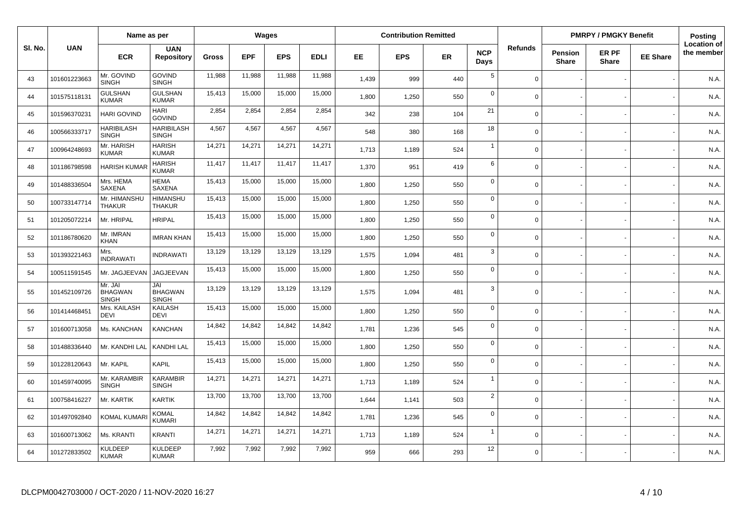| Sl. No. | UAN | Name as per | | Wages | | | | Contribution Remitted | | | | Refunds | PMRPY / PMGKY Benefit | | | Posting Location of the member |
|---|---|---|---|---|---|---|---|---|---|---|---|---|---|---|---|---|
| | | ECR | UAN Repository | Gross | EPF | EPS | EDLI | EE | EPS | ER | NCP Days | | Pension Share | ER PF Share | EE Share | |
| 43 | 101601223663 | Mr. GOVIND SINGH | GOVIND SINGH | 11,988 | 11,988 | 11,988 | 11,988 | 1,439 | 999 | 440 | 5 | 0 | - | - | - | N.A. |
| 44 | 101575118131 | GULSHAN KUMAR | GULSHAN KUMAR | 15,413 | 15,000 | 15,000 | 15,000 | 1,800 | 1,250 | 550 | 0 | 0 | - | - | - | N.A. |
| 45 | 101596370231 | HARI GOVIND | HARI GOVIND | 2,854 | 2,854 | 2,854 | 2,854 | 342 | 238 | 104 | 21 | 0 | - | - | - | N.A. |
| 46 | 100566333717 | HARIBILASH SINGH | HARIBILASH SINGH | 4,567 | 4,567 | 4,567 | 4,567 | 548 | 380 | 168 | 18 | 0 | - | - | - | N.A. |
| 47 | 100964248693 | Mr. HARISH KUMAR | HARISH KUMAR | 14,271 | 14,271 | 14,271 | 14,271 | 1,713 | 1,189 | 524 | 1 | 0 | - | - | - | N.A. |
| 48 | 101186798598 | HARISH KUMAR | HARISH KUMAR | 11,417 | 11,417 | 11,417 | 11,417 | 1,370 | 951 | 419 | 6 | 0 | - | - | - | N.A. |
| 49 | 101488336504 | Mrs. HEMA SAXENA | HEMA SAXENA | 15,413 | 15,000 | 15,000 | 15,000 | 1,800 | 1,250 | 550 | 0 | 0 | - | - | - | N.A. |
| 50 | 100733147714 | Mr. HIMANSHU THAKUR | HIMANSHU THAKUR | 15,413 | 15,000 | 15,000 | 15,000 | 1,800 | 1,250 | 550 | 0 | 0 | - | - | - | N.A. |
| 51 | 101205072214 | Mr. HRIPAL | HRIPAL | 15,413 | 15,000 | 15,000 | 15,000 | 1,800 | 1,250 | 550 | 0 | 0 | - | - | - | N.A. |
| 52 | 101186780620 | Mr. IMRAN KHAN | IMRAN KHAN | 15,413 | 15,000 | 15,000 | 15,000 | 1,800 | 1,250 | 550 | 0 | 0 | - | - | - | N.A. |
| 53 | 101393221463 | Mrs. INDRAWATI | INDRAWATI | 13,129 | 13,129 | 13,129 | 13,129 | 1,575 | 1,094 | 481 | 3 | 0 | - | - | - | N.A. |
| 54 | 100511591545 | Mr. JAGJEEVAN | JAGJEEVAN | 15,413 | 15,000 | 15,000 | 15,000 | 1,800 | 1,250 | 550 | 0 | 0 | - | - | - | N.A. |
| 55 | 101452109726 | Mr. JAI BHAGWAN SINGH | JAI BHAGWAN SINGH | 13,129 | 13,129 | 13,129 | 13,129 | 1,575 | 1,094 | 481 | 3 | 0 | - | - | - | N.A. |
| 56 | 101414468451 | Mrs. KAILASH DEVI | KAILASH DEVI | 15,413 | 15,000 | 15,000 | 15,000 | 1,800 | 1,250 | 550 | 0 | 0 | - | - | - | N.A. |
| 57 | 101600713058 | Ms. KANCHAN | KANCHAN | 14,842 | 14,842 | 14,842 | 14,842 | 1,781 | 1,236 | 545 | 0 | 0 | - | - | - | N.A. |
| 58 | 101488336440 | Mr. KANDHI LAL | KANDHI LAL | 15,413 | 15,000 | 15,000 | 15,000 | 1,800 | 1,250 | 550 | 0 | 0 | - | - | - | N.A. |
| 59 | 101228120643 | Mr. KAPIL | KAPIL | 15,413 | 15,000 | 15,000 | 15,000 | 1,800 | 1,250 | 550 | 0 | 0 | - | - | - | N.A. |
| 60 | 101459740095 | Mr. KARAMBIR SINGH | KARAMBIR SINGH | 14,271 | 14,271 | 14,271 | 14,271 | 1,713 | 1,189 | 524 | 1 | 0 | - | - | - | N.A. |
| 61 | 100758416227 | Mr. KARTIK | KARTIK | 13,700 | 13,700 | 13,700 | 13,700 | 1,644 | 1,141 | 503 | 2 | 0 | - | - | - | N.A. |
| 62 | 101497092840 | KOMAL KUMARI | KOMAL KUMARI | 14,842 | 14,842 | 14,842 | 14,842 | 1,781 | 1,236 | 545 | 0 | 0 | - | - | - | N.A. |
| 63 | 101600713062 | Ms. KRANTI | KRANTI | 14,271 | 14,271 | 14,271 | 14,271 | 1,713 | 1,189 | 524 | 1 | 0 | - | - | - | N.A. |
| 64 | 101272833502 | KULDEEP KUMAR | KULDEEP KUMAR | 7,992 | 7,992 | 7,992 | 7,992 | 959 | 666 | 293 | 12 | 0 | - | - | - | N.A. |

DLCPM0042703000 / OCT-2020 / 11-NOV-2020 16:27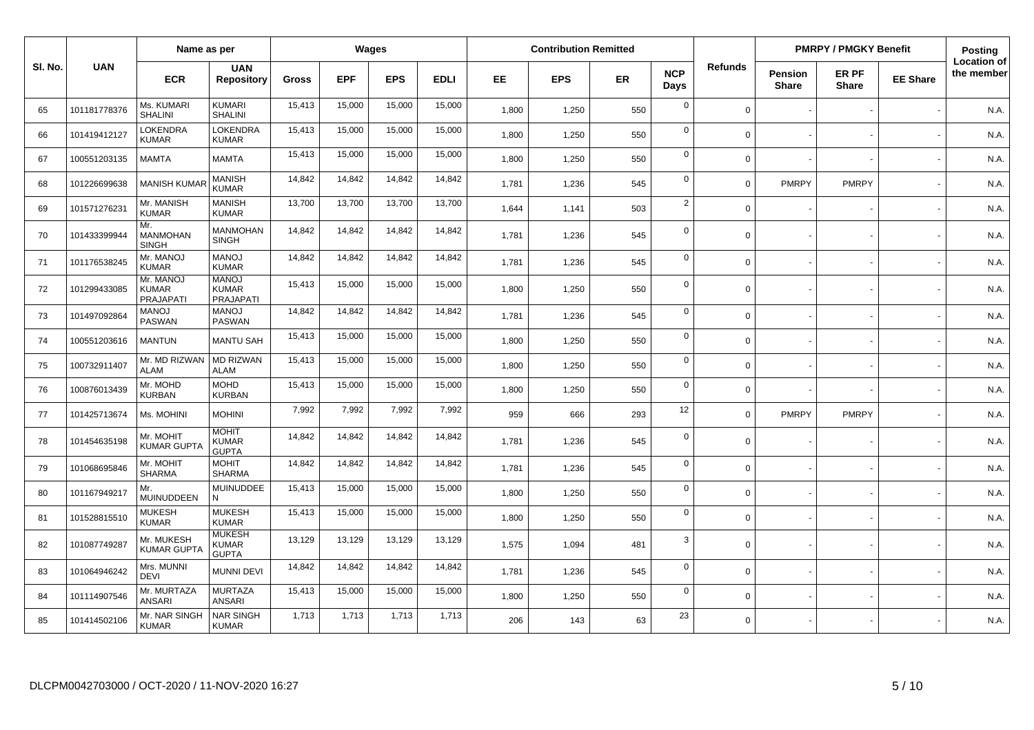| Sl. No. | UAN | Name as per | | Wages | | | | Contribution Remitted | | | | Refunds | PMRPY / PMGKY Benefit | | | Posting Location of the member |
|---|---|---|---|---|---|---|---|---|---|---|---|---|---|---|---|---|
| | | ECR | UAN Repository | Gross | EPF | EPS | EDLI | EE | EPS | ER | NCP Days | | Pension Share | ER PF Share | EE Share | |
| 65 | 101181778376 | Ms. KUMARI SHALINI | KUMARI SHALINI | 15,413 | 15,000 | 15,000 | 15,000 | 1,800 | 1,250 | 550 | 0 | 0 | - | - | - | N.A. |
| 66 | 101419412127 | LOKENDRA KUMAR | LOKENDRA KUMAR | 15,413 | 15,000 | 15,000 | 15,000 | 1,800 | 1,250 | 550 | 0 | 0 | - | - | - | N.A. |
| 67 | 100551203135 | MAMTA | MAMTA | 15,413 | 15,000 | 15,000 | 15,000 | 1,800 | 1,250 | 550 | 0 | 0 | - | - | - | N.A. |
| 68 | 101226699638 | MANISH KUMAR | MANISH KUMAR | 14,842 | 14,842 | 14,842 | 14,842 | 1,781 | 1,236 | 545 | 0 | 0 | PMRPY | PMRPY | - | N.A. |
| 69 | 101571276231 | Mr. MANISH KUMAR | MANISH KUMAR | 13,700 | 13,700 | 13,700 | 13,700 | 1,644 | 1,141 | 503 | 2 | 0 | - | - | - | N.A. |
| 70 | 101433399944 | Mr. MANMOHAN SINGH | MANMOHAN SINGH | 14,842 | 14,842 | 14,842 | 14,842 | 1,781 | 1,236 | 545 | 0 | 0 | - | - | - | N.A. |
| 71 | 101176538245 | Mr. MANOJ KUMAR | MANOJ KUMAR | 14,842 | 14,842 | 14,842 | 14,842 | 1,781 | 1,236 | 545 | 0 | 0 | - | - | - | N.A. |
| 72 | 101299433085 | Mr. MANOJ KUMAR PRAJAPATI | MANOJ KUMAR PRAJAPATI | 15,413 | 15,000 | 15,000 | 15,000 | 1,800 | 1,250 | 550 | 0 | 0 | - | - | - | N.A. |
| 73 | 101497092864 | MANOJ PASWAN | MANOJ PASWAN | 14,842 | 14,842 | 14,842 | 14,842 | 1,781 | 1,236 | 545 | 0 | 0 | - | - | - | N.A. |
| 74 | 100551203616 | MANTUN | MANTU SAH | 15,413 | 15,000 | 15,000 | 15,000 | 1,800 | 1,250 | 550 | 0 | 0 | - | - | - | N.A. |
| 75 | 100732911407 | Mr. MD RIZWAN ALAM | MD RIZWAN ALAM | 15,413 | 15,000 | 15,000 | 15,000 | 1,800 | 1,250 | 550 | 0 | 0 | - | - | - | N.A. |
| 76 | 100876013439 | Mr. MOHD KURBAN | MOHD KURBAN | 15,413 | 15,000 | 15,000 | 15,000 | 1,800 | 1,250 | 550 | 0 | 0 | - | - | - | N.A. |
| 77 | 101425713674 | Ms. MOHINI | MOHINI | 7,992 | 7,992 | 7,992 | 7,992 | 959 | 666 | 293 | 12 | 0 | PMRPY | PMRPY | - | N.A. |
| 78 | 101454635198 | Mr. MOHIT KUMAR GUPTA | MOHIT KUMAR GUPTA | 14,842 | 14,842 | 14,842 | 14,842 | 1,781 | 1,236 | 545 | 0 | 0 | - | - | - | N.A. |
| 79 | 101068695846 | Mr. MOHIT SHARMA | MOHIT SHARMA | 14,842 | 14,842 | 14,842 | 14,842 | 1,781 | 1,236 | 545 | 0 | 0 | - | - | - | N.A. |
| 80 | 101167949217 | Mr. MUINUDDEEN | MUINUDDEE N | 15,413 | 15,000 | 15,000 | 15,000 | 1,800 | 1,250 | 550 | 0 | 0 | - | - | - | N.A. |
| 81 | 101528815510 | MUKESH KUMAR | MUKESH KUMAR | 15,413 | 15,000 | 15,000 | 15,000 | 1,800 | 1,250 | 550 | 0 | 0 | - | - | - | N.A. |
| 82 | 101087749287 | Mr. MUKESH KUMAR GUPTA | MUKESH KUMAR GUPTA | 13,129 | 13,129 | 13,129 | 13,129 | 1,575 | 1,094 | 481 | 3 | 0 | - | - | - | N.A. |
| 83 | 101064946242 | Mrs. MUNNI DEVI | MUNNI DEVI | 14,842 | 14,842 | 14,842 | 14,842 | 1,781 | 1,236 | 545 | 0 | 0 | - | - | - | N.A. |
| 84 | 101114907546 | Mr. MURTAZA ANSARI | MURTAZA ANSARI | 15,413 | 15,000 | 15,000 | 15,000 | 1,800 | 1,250 | 550 | 0 | 0 | - | - | - | N.A. |
| 85 | 101414502106 | Mr. NAR SINGH KUMAR | NAR SINGH KUMAR | 1,713 | 1,713 | 1,713 | 1,713 | 206 | 143 | 63 | 23 | 0 | - | - | - | N.A. |

DLCPM0042703000 / OCT-2020 / 11-NOV-2020 16:27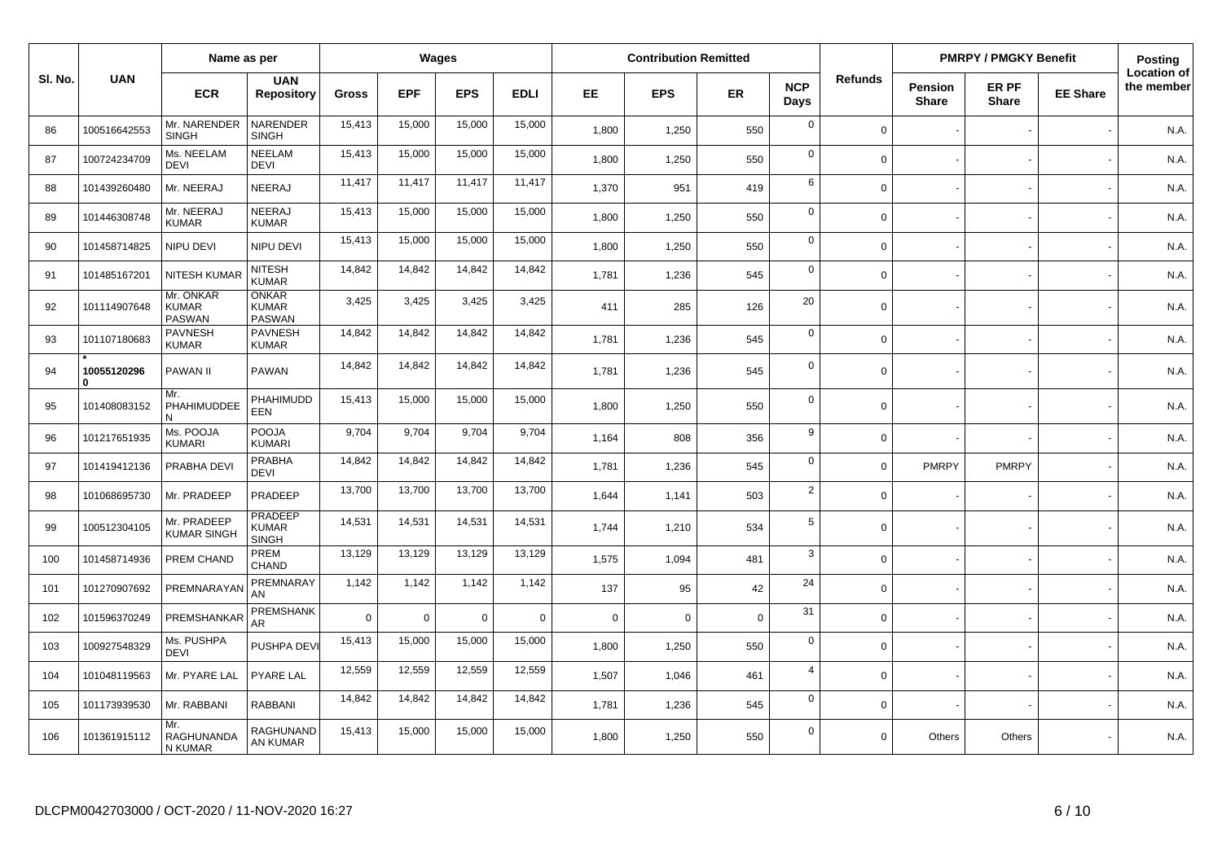| Sl. No. | UAN | Name as per | | Wages | | | | Contribution Remitted | | | | Refunds | PMRPY / PMGKY Benefit | | | Posting Location of the member |
|---|---|---|---|---|---|---|---|---|---|---|---|---|---|---|---|---|
| | | ECR | UAN Repository | Gross | EPF | EPS | EDLI | EE | EPS | ER | NCP Days | | Pension Share | ER PF Share | EE Share | |
| 86 | 100516642553 | Mr. NARENDER SINGH | NARENDER SINGH | 15,413 | 15,000 | 15,000 | 15,000 | 1,800 | 1,250 | 550 | 0 | 0 | - | - | - | N.A. |
| 87 | 100724234709 | Ms. NEELAM DEVI | NEELAM DEVI | 15,413 | 15,000 | 15,000 | 15,000 | 1,800 | 1,250 | 550 | 0 | 0 | - | - | - | N.A. |
| 88 | 101439260480 | Mr. NEERAJ | NEERAJ | 11,417 | 11,417 | 11,417 | 11,417 | 1,370 | 951 | 419 | 6 | 0 | - | - | - | N.A. |
| 89 | 101446308748 | Mr. NEERAJ KUMAR | NEERAJ KUMAR | 15,413 | 15,000 | 15,000 | 15,000 | 1,800 | 1,250 | 550 | 0 | 0 | - | - | - | N.A. |
| 90 | 101458714825 | NIPU DEVI | NIPU DEVI | 15,413 | 15,000 | 15,000 | 15,000 | 1,800 | 1,250 | 550 | 0 | 0 | - | - | - | N.A. |
| 91 | 101485167201 | NITESH KUMAR | NITESH KUMAR | 14,842 | 14,842 | 14,842 | 14,842 | 1,781 | 1,236 | 545 | 0 | 0 | - | - | - | N.A. |
| 92 | 101114907648 | Mr. ONKAR KUMAR PASWAN | ONKAR KUMAR PASWAN | 3,425 | 3,425 | 3,425 | 3,425 | 411 | 285 | 126 | 20 | 0 | - | - | - | N.A. |
| 93 | 101107180683 | PAVNESH KUMAR | PAVNESH KUMAR | 14,842 | 14,842 | 14,842 | 14,842 | 1,781 | 1,236 | 545 | 0 | 0 | - | - | - | N.A. |
| 94 | * 100551202960 | PAWAN II | PAWAN | 14,842 | 14,842 | 14,842 | 14,842 | 1,781 | 1,236 | 545 | 0 | 0 | - | - | - | N.A. |
| 95 | 101408083152 | Mr. PHAHIMUDDEEN | PHAHIMUDDEEN | 15,413 | 15,000 | 15,000 | 15,000 | 1,800 | 1,250 | 550 | 0 | 0 | - | - | - | N.A. |
| 96 | 101217651935 | Ms. POOJA KUMARI | POOJA KUMARI | 9,704 | 9,704 | 9,704 | 9,704 | 1,164 | 808 | 356 | 9 | 0 | - | - | - | N.A. |
| 97 | 101419412136 | PRABHA DEVI | PRABHA DEVI | 14,842 | 14,842 | 14,842 | 14,842 | 1,781 | 1,236 | 545 | 0 | 0 | PMRPY | PMRPY | - | N.A. |
| 98 | 101068695730 | Mr. PRADEEP | PRADEEP | 13,700 | 13,700 | 13,700 | 13,700 | 1,644 | 1,141 | 503 | 2 | 0 | - | - | - | N.A. |
| 99 | 100512304105 | Mr. PRADEEP KUMAR SINGH | PRADEEP KUMAR SINGH | 14,531 | 14,531 | 14,531 | 14,531 | 1,744 | 1,210 | 534 | 5 | 0 | - | - | - | N.A. |
| 100 | 101458714936 | PREM CHAND | PREM CHAND | 13,129 | 13,129 | 13,129 | 13,129 | 1,575 | 1,094 | 481 | 3 | 0 | - | - | - | N.A. |
| 101 | 101270907692 | PREMNARAYAN | PREMNARAYAN | 1,142 | 1,142 | 1,142 | 1,142 | 137 | 95 | 42 | 24 | 0 | - | - | - | N.A. |
| 102 | 101596370249 | PREMSHANKAR | PREMSHANKAR | 0 | 0 | 0 | 0 | 0 | 0 | 0 | 31 | 0 | - | - | - | N.A. |
| 103 | 100927548329 | Ms. PUSHPA DEVI | PUSHPA DEVI | 15,413 | 15,000 | 15,000 | 15,000 | 1,800 | 1,250 | 550 | 0 | 0 | - | - | - | N.A. |
| 104 | 101048119563 | Mr. PYARE LAL | PYARE LAL | 12,559 | 12,559 | 12,559 | 12,559 | 1,507 | 1,046 | 461 | 4 | 0 | - | - | - | N.A. |
| 105 | 101173939530 | Mr. RABBANI | RABBANI | 14,842 | 14,842 | 14,842 | 14,842 | 1,781 | 1,236 | 545 | 0 | 0 | - | - | - | N.A. |
| 106 | 101361915112 | Mr. RAGHUNANDAN KUMAR | RAGHUNANDAN KUMAR | 15,413 | 15,000 | 15,000 | 15,000 | 1,800 | 1,250 | 550 | 0 | 0 | Others | Others | - | N.A. |

DLCPM0042703000 / OCT-2020 / 11-NOV-2020 16:27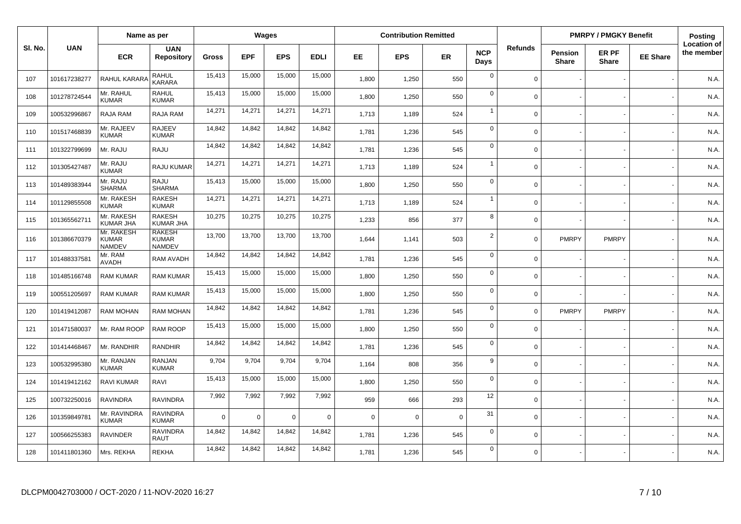| Sl. No. | UAN | Name as per | | Wages | | | | Contribution Remitted | | | | Refunds | PMRPY / PMGKY Benefit | | | Posting Location of the member |
|---|---|---|---|---|---|---|---|---|---|---|---|---|---|---|---|---|
| | | ECR | UAN Repository | Gross | EPF | EPS | EDLI | EE | EPS | ER | NCP Days | | Pension Share | ER PF Share | EE Share | |
| 107 | 101617238277 | RAHUL KARARA | RAHUL KARARA | 15,413 | 15,000 | 15,000 | 15,000 | 1,800 | 1,250 | 550 | 0 | 0 | - | - | - | N.A. |
| 108 | 101278724544 | Mr. RAHUL KUMAR | RAHUL KUMAR | 15,413 | 15,000 | 15,000 | 15,000 | 1,800 | 1,250 | 550 | 0 | 0 | - | - | - | N.A. |
| 109 | 100532996867 | RAJA RAM | RAJA RAM | 14,271 | 14,271 | 14,271 | 14,271 | 1,713 | 1,189 | 524 | 1 | 0 | - | - | - | N.A. |
| 110 | 101517468839 | Mr. RAJEEV KUMAR | RAJEEV KUMAR | 14,842 | 14,842 | 14,842 | 14,842 | 1,781 | 1,236 | 545 | 0 | 0 | - | - | - | N.A. |
| 111 | 101322799699 | Mr. RAJU | RAJU | 14,842 | 14,842 | 14,842 | 14,842 | 1,781 | 1,236 | 545 | 0 | 0 | - | - | - | N.A. |
| 112 | 101305427487 | Mr. RAJU KUMAR | RAJU KUMAR | 14,271 | 14,271 | 14,271 | 14,271 | 1,713 | 1,189 | 524 | 1 | 0 | - | - | - | N.A. |
| 113 | 101489383944 | Mr. RAJU SHARMA | RAJU SHARMA | 15,413 | 15,000 | 15,000 | 15,000 | 1,800 | 1,250 | 550 | 0 | 0 | - | - | - | N.A. |
| 114 | 101129855508 | Mr. RAKESH KUMAR | RAKESH KUMAR | 14,271 | 14,271 | 14,271 | 14,271 | 1,713 | 1,189 | 524 | 1 | 0 | - | - | - | N.A. |
| 115 | 101365562711 | Mr. RAKESH KUMAR JHA | RAKESH KUMAR JHA | 10,275 | 10,275 | 10,275 | 10,275 | 1,233 | 856 | 377 | 8 | 0 | - | - | - | N.A. |
| 116 | 101386670379 | Mr. RAKESH KUMAR NAMDEV | RAKESH KUMAR NAMDEV | 13,700 | 13,700 | 13,700 | 13,700 | 1,644 | 1,141 | 503 | 2 | 0 | PMRPY | PMRPY | - | N.A. |
| 117 | 101488337581 | Mr. RAM AVADH | RAM AVADH | 14,842 | 14,842 | 14,842 | 14,842 | 1,781 | 1,236 | 545 | 0 | 0 | - | - | - | N.A. |
| 118 | 101485166748 | RAM KUMAR | RAM KUMAR | 15,413 | 15,000 | 15,000 | 15,000 | 1,800 | 1,250 | 550 | 0 | 0 | - | - | - | N.A. |
| 119 | 100551205697 | RAM KUMAR | RAM KUMAR | 15,413 | 15,000 | 15,000 | 15,000 | 1,800 | 1,250 | 550 | 0 | 0 | - | - | - | N.A. |
| 120 | 101419412087 | RAM MOHAN | RAM MOHAN | 14,842 | 14,842 | 14,842 | 14,842 | 1,781 | 1,236 | 545 | 0 | 0 | PMRPY | PMRPY | - | N.A. |
| 121 | 101471580037 | Mr. RAM ROOP | RAM ROOP | 15,413 | 15,000 | 15,000 | 15,000 | 1,800 | 1,250 | 550 | 0 | 0 | - | - | - | N.A. |
| 122 | 101414468467 | Mr. RANDHIR | RANDHIR | 14,842 | 14,842 | 14,842 | 14,842 | 1,781 | 1,236 | 545 | 0 | 0 | - | - | - | N.A. |
| 123 | 100532995380 | Mr. RANJAN KUMAR | RANJAN KUMAR | 9,704 | 9,704 | 9,704 | 9,704 | 1,164 | 808 | 356 | 9 | 0 | - | - | - | N.A. |
| 124 | 101419412162 | RAVI KUMAR | RAVI | 15,413 | 15,000 | 15,000 | 15,000 | 1,800 | 1,250 | 550 | 0 | 0 | - | - | - | N.A. |
| 125 | 100732250016 | RAVINDRA | RAVINDRA | 7,992 | 7,992 | 7,992 | 7,992 | 959 | 666 | 293 | 12 | 0 | - | - | - | N.A. |
| 126 | 101359849781 | Mr. RAVINDRA KUMAR | RAVINDRA KUMAR | 0 | 0 | 0 | 0 | 0 | 0 | 0 | 31 | 0 | - | - | - | N.A. |
| 127 | 100566255383 | RAVINDER | RAVINDRA RAUT | 14,842 | 14,842 | 14,842 | 14,842 | 1,781 | 1,236 | 545 | 0 | 0 | - | - | - | N.A. |
| 128 | 101411801360 | Mrs. REKHA | REKHA | 14,842 | 14,842 | 14,842 | 14,842 | 1,781 | 1,236 | 545 | 0 | 0 | - | - | - | N.A. |

DLCPM0042703000 / OCT-2020 / 11-NOV-2020 16:27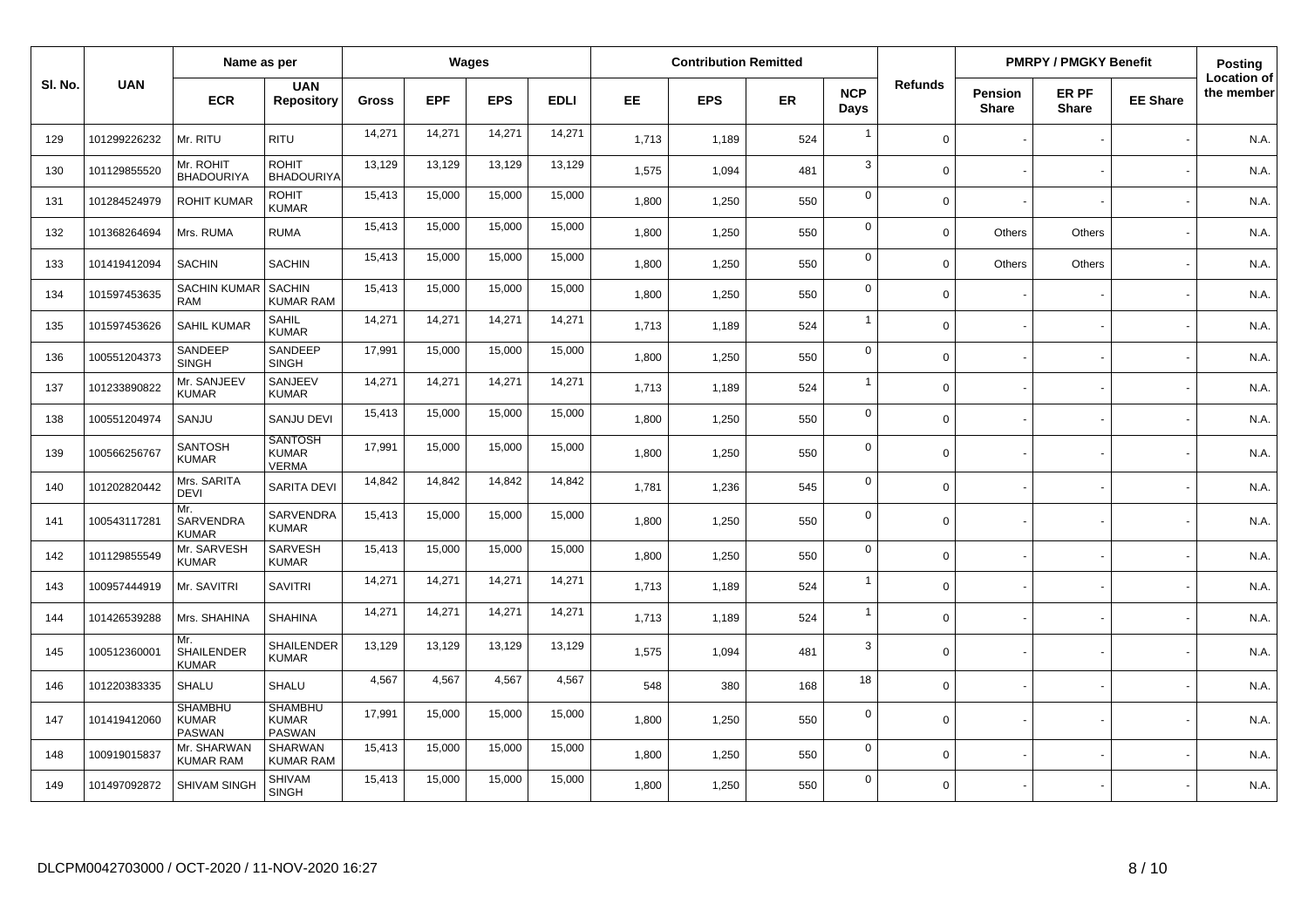| Sl. No. | UAN | Name as per | | Wages | | | | Contribution Remitted | | | | Refunds | PMRPY / PMGKY Benefit | | | Posting Location of the member |
|---|---|---|---|---|---|---|---|---|---|---|---|---|---|---|---|---|
| | | ECR | UAN Repository | Gross | EPF | EPS | EDLI | EE | EPS | ER | NCP Days | | Pension Share | ER PF Share | EE Share | |
| 129 | 101299226232 | Mr. RITU | RITU | 14,271 | 14,271 | 14,271 | 14,271 | 1,713 | 1,189 | 524 | 1 | 0 | - | - | - | N.A. |
| 130 | 101129855520 | Mr. ROHIT BHADOURIYA | ROHIT BHADOURIYA | 13,129 | 13,129 | 13,129 | 13,129 | 1,575 | 1,094 | 481 | 3 | 0 | - | - | - | N.A. |
| 131 | 101284524979 | ROHIT KUMAR | ROHIT KUMAR | 15,413 | 15,000 | 15,000 | 15,000 | 1,800 | 1,250 | 550 | 0 | 0 | - | - | - | N.A. |
| 132 | 101368264694 | Mrs. RUMA | RUMA | 15,413 | 15,000 | 15,000 | 15,000 | 1,800 | 1,250 | 550 | 0 | 0 | Others | Others | - | N.A. |
| 133 | 101419412094 | SACHIN | SACHIN | 15,413 | 15,000 | 15,000 | 15,000 | 1,800 | 1,250 | 550 | 0 | 0 | Others | Others | - | N.A. |
| 134 | 101597453635 | SACHIN KUMAR RAM | SACHIN KUMAR RAM | 15,413 | 15,000 | 15,000 | 15,000 | 1,800 | 1,250 | 550 | 0 | 0 | - | - | - | N.A. |
| 135 | 101597453626 | SAHIL KUMAR | SAHIL KUMAR | 14,271 | 14,271 | 14,271 | 14,271 | 1,713 | 1,189 | 524 | 1 | 0 | - | - | - | N.A. |
| 136 | 100551204373 | SANDEEP SINGH | SANDEEP SINGH | 17,991 | 15,000 | 15,000 | 15,000 | 1,800 | 1,250 | 550 | 0 | 0 | - | - | - | N.A. |
| 137 | 101233890822 | Mr. SANJEEV KUMAR | SANJEEV KUMAR | 14,271 | 14,271 | 14,271 | 14,271 | 1,713 | 1,189 | 524 | 1 | 0 | - | - | - | N.A. |
| 138 | 100551204974 | SANJU | SANJU DEVI | 15,413 | 15,000 | 15,000 | 15,000 | 1,800 | 1,250 | 550 | 0 | 0 | - | - | - | N.A. |
| 139 | 100566256767 | SANTOSH KUMAR | SANTOSH KUMAR VERMA | 17,991 | 15,000 | 15,000 | 15,000 | 1,800 | 1,250 | 550 | 0 | 0 | - | - | - | N.A. |
| 140 | 101202820442 | Mrs. SARITA DEVI | SARITA DEVI | 14,842 | 14,842 | 14,842 | 14,842 | 1,781 | 1,236 | 545 | 0 | 0 | - | - | - | N.A. |
| 141 | 100543117281 | Mr. SARVENDRA KUMAR | SARVENDRA KUMAR | 15,413 | 15,000 | 15,000 | 15,000 | 1,800 | 1,250 | 550 | 0 | 0 | - | - | - | N.A. |
| 142 | 101129855549 | Mr. SARVESH KUMAR | SARVESH KUMAR | 15,413 | 15,000 | 15,000 | 15,000 | 1,800 | 1,250 | 550 | 0 | 0 | - | - | - | N.A. |
| 143 | 100957444919 | Mr. SAVITRI | SAVITRI | 14,271 | 14,271 | 14,271 | 14,271 | 1,713 | 1,189 | 524 | 1 | 0 | - | - | - | N.A. |
| 144 | 101426539288 | Mrs. SHAHINA | SHAHINA | 14,271 | 14,271 | 14,271 | 14,271 | 1,713 | 1,189 | 524 | 1 | 0 | - | - | - | N.A. |
| 145 | 100512360001 | Mr. SHAILENDER KUMAR | SHAILENDER KUMAR | 13,129 | 13,129 | 13,129 | 13,129 | 1,575 | 1,094 | 481 | 3 | 0 | - | - | - | N.A. |
| 146 | 101220383335 | SHALU | SHALU | 4,567 | 4,567 | 4,567 | 4,567 | 548 | 380 | 168 | 18 | 0 | - | - | - | N.A. |
| 147 | 101419412060 | SHAMBHU KUMAR PASWAN | SHAMBHU KUMAR PASWAN | 17,991 | 15,000 | 15,000 | 15,000 | 1,800 | 1,250 | 550 | 0 | 0 | - | - | - | N.A. |
| 148 | 100919015837 | Mr. SHARWAN KUMAR RAM | SHARWAN KUMAR RAM | 15,413 | 15,000 | 15,000 | 15,000 | 1,800 | 1,250 | 550 | 0 | 0 | - | - | - | N.A. |
| 149 | 101497092872 | SHIVAM SINGH | SHIVAM SINGH | 15,413 | 15,000 | 15,000 | 15,000 | 1,800 | 1,250 | 550 | 0 | 0 | - | - | - | N.A. |

DLCPM0042703000 / OCT-2020 / 11-NOV-2020 16:27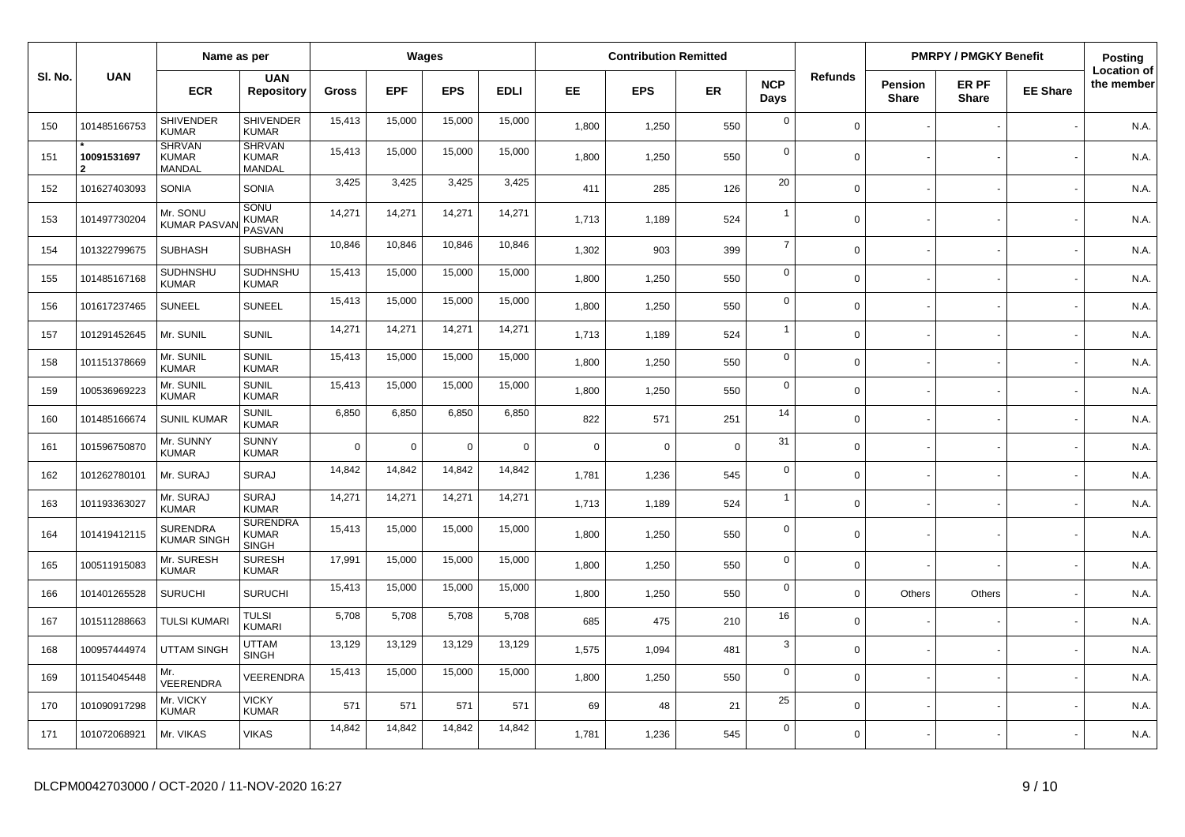| Sl. No. | UAN | Name as per | | Wages | | | | Contribution Remitted | | | | Refunds | PMRPY / PMGKY Benefit | | | Posting Location of the member |
|---|---|---|---|---|---|---|---|---|---|---|---|---|---|---|---|---|
| | | ECR | UAN Repository | Gross | EPF | EPS | EDLI | EE | EPS | ER | NCP Days | | Pension Share | ER PF Share | EE Share | |
| 150 | 101485166753 | SHIVENDER KUMAR | SHIVENDER KUMAR | 15,413 | 15,000 | 15,000 | 15,000 | 1,800 | 1,250 | 550 | 0 | 0 | - | - | - | N.A. |
| 151 | * 100915316972 | SHRVAN KUMAR MANDAL | SHRVAN KUMAR MANDAL | 15,413 | 15,000 | 15,000 | 15,000 | 1,800 | 1,250 | 550 | 0 | 0 | - | - | - | N.A. |
| 152 | 101627403093 | SONIA | SONIA | 3,425 | 3,425 | 3,425 | 3,425 | 411 | 285 | 126 | 20 | 0 | - | - | - | N.A. |
| 153 | 101497730204 | Mr. SONU KUMAR PASVAN | SONU KUMAR PASVAN | 14,271 | 14,271 | 14,271 | 14,271 | 1,713 | 1,189 | 524 | 1 | 0 | - | - | - | N.A. |
| 154 | 101322799675 | SUBHASH | SUBHASH | 10,846 | 10,846 | 10,846 | 10,846 | 1,302 | 903 | 399 | 7 | 0 | - | - | - | N.A. |
| 155 | 101485167168 | SUDHNSHU KUMAR | SUDHNSHU KUMAR | 15,413 | 15,000 | 15,000 | 15,000 | 1,800 | 1,250 | 550 | 0 | 0 | - | - | - | N.A. |
| 156 | 101617237465 | SUNEEL | SUNEEL | 15,413 | 15,000 | 15,000 | 15,000 | 1,800 | 1,250 | 550 | 0 | 0 | - | - | - | N.A. |
| 157 | 101291452645 | Mr. SUNIL | SUNIL | 14,271 | 14,271 | 14,271 | 14,271 | 1,713 | 1,189 | 524 | 1 | 0 | - | - | - | N.A. |
| 158 | 101151378669 | Mr. SUNIL KUMAR | SUNIL KUMAR | 15,413 | 15,000 | 15,000 | 15,000 | 1,800 | 1,250 | 550 | 0 | 0 | - | - | - | N.A. |
| 159 | 100536969223 | Mr. SUNIL KUMAR | SUNIL KUMAR | 15,413 | 15,000 | 15,000 | 15,000 | 1,800 | 1,250 | 550 | 0 | 0 | - | - | - | N.A. |
| 160 | 101485166674 | SUNIL KUMAR | SUNIL KUMAR | 6,850 | 6,850 | 6,850 | 6,850 | 822 | 571 | 251 | 14 | 0 | - | - | - | N.A. |
| 161 | 101596750870 | Mr. SUNNY KUMAR | SUNNY KUMAR | 0 | 0 | 0 | 0 | 0 | 0 | 0 | 31 | 0 | - | - | - | N.A. |
| 162 | 101262780101 | Mr. SURAJ | SURAJ | 14,842 | 14,842 | 14,842 | 14,842 | 1,781 | 1,236 | 545 | 0 | 0 | - | - | - | N.A. |
| 163 | 101193363027 | Mr. SURAJ KUMAR | SURAJ KUMAR | 14,271 | 14,271 | 14,271 | 14,271 | 1,713 | 1,189 | 524 | 1 | 0 | - | - | - | N.A. |
| 164 | 101419412115 | SURENDRA KUMAR SINGH | SURENDRA KUMAR SINGH | 15,413 | 15,000 | 15,000 | 15,000 | 1,800 | 1,250 | 550 | 0 | 0 | - | - | - | N.A. |
| 165 | 100511915083 | Mr. SURESH KUMAR | SURESH KUMAR | 17,991 | 15,000 | 15,000 | 15,000 | 1,800 | 1,250 | 550 | 0 | 0 | - | - | - | N.A. |
| 166 | 101401265528 | SURUCHI | SURUCHI | 15,413 | 15,000 | 15,000 | 15,000 | 1,800 | 1,250 | 550 | 0 | 0 | Others | Others | - | N.A. |
| 167 | 101511288663 | TULSI KUMARI | TULSI KUMARI | 5,708 | 5,708 | 5,708 | 5,708 | 685 | 475 | 210 | 16 | 0 | - | - | - | N.A. |
| 168 | 100957444974 | UTTAM SINGH | UTTAM SINGH | 13,129 | 13,129 | 13,129 | 13,129 | 1,575 | 1,094 | 481 | 3 | 0 | - | - | - | N.A. |
| 169 | 101154045448 | Mr. VEERENDRA | VEERENDRA | 15,413 | 15,000 | 15,000 | 15,000 | 1,800 | 1,250 | 550 | 0 | 0 | - | - | - | N.A. |
| 170 | 101090917298 | Mr. VICKY KUMAR | VICKY KUMAR | 571 | 571 | 571 | 571 | 69 | 48 | 21 | 25 | 0 | - | - | - | N.A. |
| 171 | 101072068921 | Mr. VIKAS | VIKAS | 14,842 | 14,842 | 14,842 | 14,842 | 1,781 | 1,236 | 545 | 0 | 0 | - | - | - | N.A. |

DLCPM0042703000 / OCT-2020 / 11-NOV-2020 16:27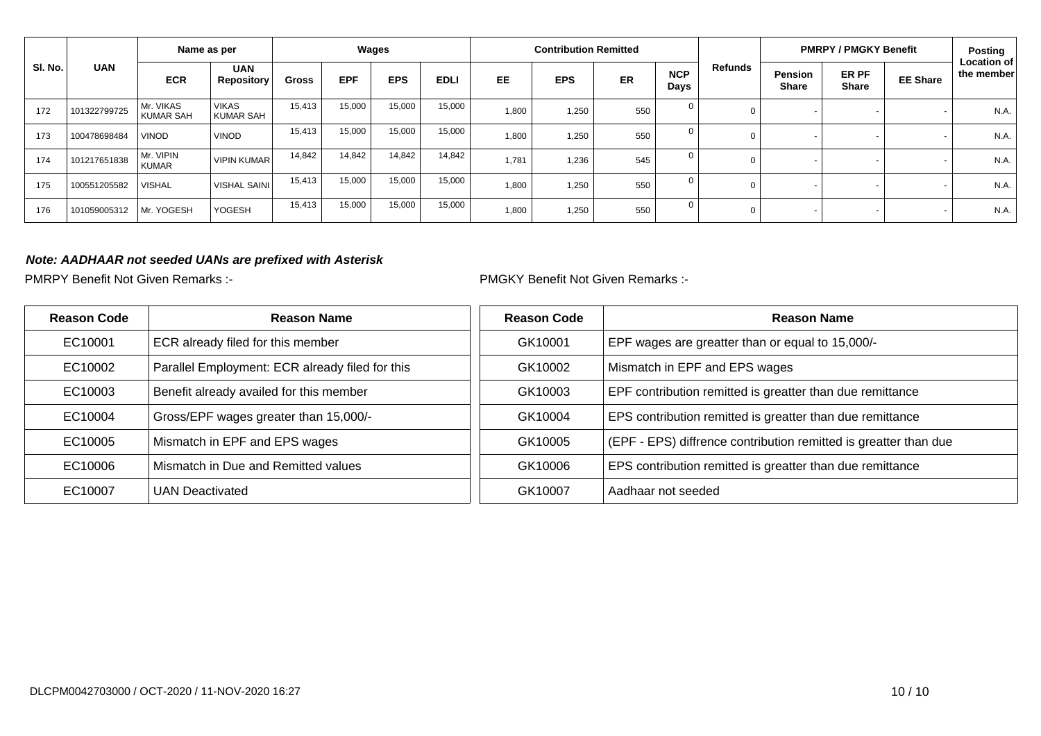| Sl. No. | UAN | Name as per | | Wages | | | | Contribution Remitted | | | | Refunds | PMRPY / PMGKY Benefit | | | Posting Location of the member |
|---|---|---|---|---|---|---|---|---|---|---|---|---|---|---|---|---|
| | | ECR | UAN Repository | Gross | EPF | EPS | EDLI | EE | EPS | ER | NCP Days | | Pension Share | ER PF Share | EE Share | |
| 172 | 101322799725 | Mr. VIKAS KUMAR SAH | VIKAS KUMAR SAH | 15,413 | 15,000 | 15,000 | 15,000 | 1,800 | 1,250 | 550 | 0 | 0 | - | - | - | N.A. |
| 173 | 100478698484 | VINOD | VINOD | 15,413 | 15,000 | 15,000 | 15,000 | 1,800 | 1,250 | 550 | 0 | 0 | - | - | - | N.A. |
| 174 | 101217651838 | Mr. VIPIN KUMAR | VIPIN KUMAR | 14,842 | 14,842 | 14,842 | 14,842 | 1,781 | 1,236 | 545 | 0 | 0 | - | - | - | N.A. |
| 175 | 100551205582 | VISHAL | VISHAL SAINI | 15,413 | 15,000 | 15,000 | 15,000 | 1,800 | 1,250 | 550 | 0 | 0 | - | - | - | N.A. |
| 176 | 101059005312 | Mr. YOGESH | YOGESH | 15,413 | 15,000 | 15,000 | 15,000 | 1,800 | 1,250 | 550 | 0 | 0 | - | - | - | N.A. |

***Note: AADHAAR not seeded UANs are prefixed with Asterisk***

PMRPY Benefit Not Given Remarks :-

| Reason Code | Reason Name |
|---|---|
| EC10001 | ECR already filed for this member |
| EC10002 | Parallel Employment: ECR already filed for this |
| EC10003 | Benefit already availed for this member |
| EC10004 | Gross/EPF wages greater than 15,000/- |
| EC10005 | Mismatch in EPF and EPS wages |
| EC10006 | Mismatch in Due and Remitted values |
| EC10007 | UAN Deactivated |

PMGKY Benefit Not Given Remarks :-

| Reason Code | Reason Name |
|---|---|
| GK10001 | EPF wages are greatter than or equal to 15,000/- |
| GK10002 | Mismatch in EPF and EPS wages |
| GK10003 | EPF contribution remitted is greatter than due remittance |
| GK10004 | EPS contribution remitted is greatter than due remittance |
| GK10005 | (EPF - EPS) diffrence contribution remitted is greatter than due |
| GK10006 | EPS contribution remitted is greatter than due remittance |
| GK10007 | Aadhaar not seeded |

DLCPM0042703000 / OCT-2020 / 11-NOV-2020 16:27